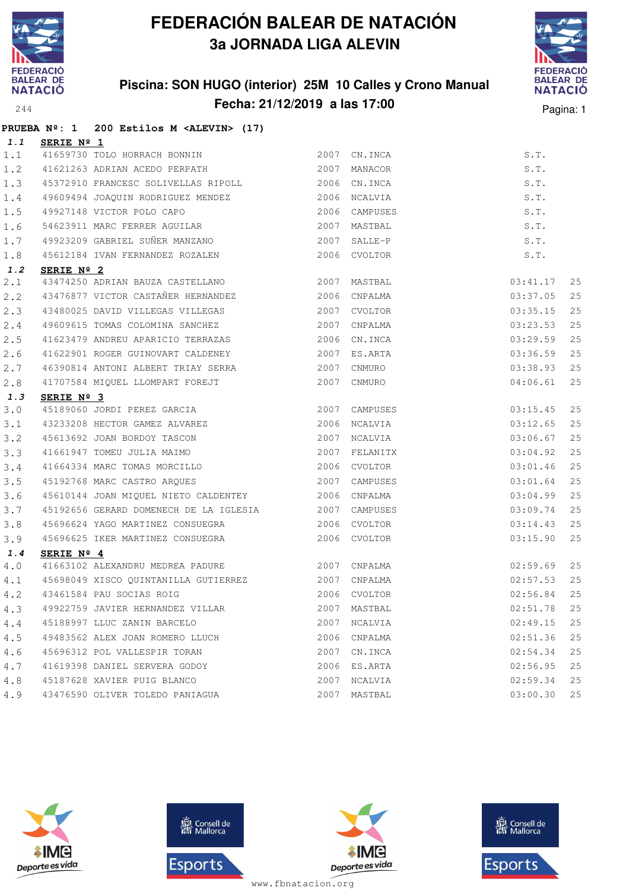# FEDERACIÓN BALEAR DE NATACIÓN

## 3a JORNADA LIGA ALEVIN

### Piscina: SON HUGO (interior) 25M 10 Calles y Crono Manual

### Fecha: 21/12/2019 a las 17:00

**PRUEBA Nº: 1 200 Estilos M <ALEVIN> (17)**

**1.1 SERIE Nº 1**

| | | | | | | |
|---|---|---|---|---|---|---|
| 1.1 | 41659730 | TOLO HORRACH BONNIN | 2007 | CN.INCA | S.T. | |
| 1.2 | 41621263 | ADRIAN ACEDO PERPATH | 2007 | MANACOR | S.T. | |
| 1.3 | 45372910 | FRANCESC SOLIVELLAS RIPOLL | 2006 | CN.INCA | S.T. | |
| 1.4 | 49609494 | JOAQUIN RODRIGUEZ MENDEZ | 2006 | NCALVIA | S.T. | |
| 1.5 | 49927148 | VICTOR POLO CAPO | 2006 | CAMPUSES | S.T. | |
| 1.6 | 54623911 | MARC FERRER AGUILAR | 2007 | MASTBAL | S.T. | |
| 1.7 | 49923209 | GABRIEL SUÑER MANZANO | 2007 | SALLE-P | S.T. | |
| 1.8 | 45612184 | IVAN FERNANDEZ ROZALEN | 2006 | CVOLTOR | S.T. | |

**1.2 SERIE Nº 2**

| | | | | | | |
|---|---|---|---|---|---|---|
| 2.1 | 43474250 | ADRIAN BAUZA CASTELLANO | 2007 | MASTBAL | 03:41.17 | 25 |
| 2.2 | 43476877 | VICTOR CASTAÑER HERNANDEZ | 2006 | CNPALMA | 03:37.05 | 25 |
| 2.3 | 43480025 | DAVID VILLEGAS VILLEGAS | 2007 | CVOLTOR | 03:35.15 | 25 |
| 2.4 | 49609615 | TOMAS COLOMINA SANCHEZ | 2007 | CNPALMA | 03:23.53 | 25 |
| 2.5 | 41623479 | ANDREU APARICIO TERRAZAS | 2006 | CN.INCA | 03:29.59 | 25 |
| 2.6 | 41622901 | ROGER GUINOVART CALDENEY | 2007 | ES.ARTA | 03:36.59 | 25 |
| 2.7 | 46390814 | ANTONI ALBERT TRIAY SERRA | 2007 | CNMURO | 03:38.93 | 25 |
| 2.8 | 41707584 | MIQUEL LLOMPART FOREJT | 2007 | CNMURO | 04:06.61 | 25 |

**1.3 SERIE Nº 3**

| | | | | | | |
|---|---|---|---|---|---|---|
| 3.0 | 45189060 | JORDI PEREZ GARCIA | 2007 | CAMPUSES | 03:15.45 | 25 |
| 3.1 | 43233208 | HECTOR GAMEZ ALVAREZ | 2006 | NCALVIA | 03:12.65 | 25 |
| 3.2 | 45613692 | JOAN BORDOY TASCON | 2007 | NCALVIA | 03:06.67 | 25 |
| 3.3 | 41661947 | TOMEU JULIA MAIMO | 2007 | FELANITX | 03:04.92 | 25 |
| 3.4 | 41664334 | MARC TOMAS MORCILLO | 2006 | CVOLTOR | 03:01.46 | 25 |
| 3.5 | 45192768 | MARC CASTRO ARQUES | 2007 | CAMPUSES | 03:01.64 | 25 |
| 3.6 | 45610144 | JOAN MIQUEL NIETO CALDENTEY | 2006 | CNPALMA | 03:04.99 | 25 |
| 3.7 | 45192656 | GERARD DOMENECH DE LA IGLESIA | 2007 | CAMPUSES | 03:09.74 | 25 |
| 3.8 | 45696624 | YAGO MARTINEZ CONSUEGRA | 2006 | CVOLTOR | 03:14.43 | 25 |
| 3.9 | 45696625 | IKER MARTINEZ CONSUEGRA | 2006 | CVOLTOR | 03:15.90 | 25 |

**1.4 SERIE Nº 4**

| | | | | | | |
|---|---|---|---|---|---|---|
| 4.0 | 41663102 | ALEXANDRU MEDREA PADURE | 2007 | CNPALMA | 02:59.69 | 25 |
| 4.1 | 45698049 | XISCO QUINTANILLA GUTIERREZ | 2007 | CNPALMA | 02:57.53 | 25 |
| 4.2 | 43461584 | PAU SOCIAS ROIG | 2006 | CVOLTOR | 02:56.84 | 25 |
| 4.3 | 49922759 | JAVIER HERNANDEZ VILLAR | 2007 | MASTBAL | 02:51.78 | 25 |
| 4.4 | 45188997 | LLUC ZANIN BARCELO | 2007 | NCALVIA | 02:49.15 | 25 |
| 4.5 | 49483562 | ALEX JOAN ROMERO LLUCH | 2006 | CNPALMA | 02:51.36 | 25 |
| 4.6 | 45696312 | POL VALLESPIR TORAN | 2007 | CN.INCA | 02:54.34 | 25 |
| 4.7 | 41619398 | DANIEL SERVERA GODOY | 2006 | ES.ARTA | 02:56.95 | 25 |
| 4.8 | 45187628 | XAVIER PUIG BLANCO | 2007 | NCALVIA | 02:59.34 | 25 |
| 4.9 | 43476590 | OLIVER TOLEDO PANIAGUA | 2007 | MASTBAL | 03:00.30 | 25 |

www.fbnatacion.org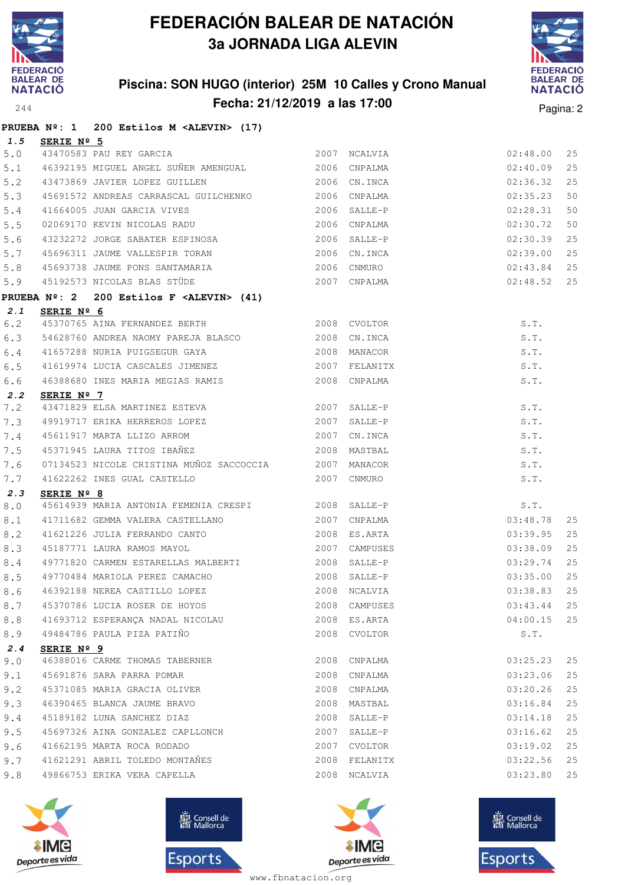# FEDERACIÓN BALEAR DE NATACIÓN

## 3a JORNADA LIGA ALEVIN

### Piscina: SON HUGO (interior) 25M 10 Calles y Crono Manual

### Fecha: 21/12/2019 a las 17:00

**PRUEBA Nº: 1 200 Estilos M <ALEVIN> (17)**

**1.5 SERIE Nº 5**

| | | | | | | |
|---|---|---|---|---|---|---|
| 5.0 | 43470583 | PAU REY GARCIA | 2007 | NCALVIA | 02:48.00 | 25 |
| 5.1 | 46392195 | MIGUEL ANGEL SUÑER AMENGUAL | 2006 | CNPALMA | 02:40.09 | 25 |
| 5.2 | 43473869 | JAVIER LOPEZ GUILLEN | 2006 | CN.INCA | 02:36.32 | 25 |
| 5.3 | 45691572 | ANDREAS CARRASCAL GUILCHENKO | 2006 | CNPALMA | 02:35.23 | 50 |
| 5.4 | 41664005 | JUAN GARCIA VIVES | 2006 | SALLE-P | 02:28.31 | 50 |
| 5.5 | 02069170 | KEVIN NICOLAS RADU | 2006 | CNPALMA | 02:30.72 | 50 |
| 5.6 | 43232272 | JORGE SABATER ESPINOSA | 2006 | SALLE-P | 02:30.39 | 25 |
| 5.7 | 45696311 | JAUME VALLESPIR TORAN | 2006 | CN.INCA | 02:39.00 | 25 |
| 5.8 | 45693738 | JAUME PONS SANTAMARIA | 2006 | CNMURO | 02:43.84 | 25 |
| 5.9 | 45192573 | NICOLAS BLAS STÜDE | 2007 | CNPALMA | 02:48.52 | 25 |

**PRUEBA Nº: 2 200 Estilos F <ALEVIN> (41)**

**2.1 SERIE Nº 6**

| | | | | | | |
|---|---|---|---|---|---|---|
| 6.2 | 45370765 | AINA FERNANDEZ BERTH | 2008 | CVOLTOR | S.T. | |
| 6.3 | 54628760 | ANDREA NAOMY PAREJA BLASCO | 2008 | CN.INCA | S.T. | |
| 6.4 | 41657288 | NURIA PUIGSEGUR GAYA | 2008 | MANACOR | S.T. | |
| 6.5 | 41619974 | LUCIA CASCALES JIMENEZ | 2007 | FELANITX | S.T. | |
| 6.6 | 46388680 | INES MARIA MEGIAS RAMIS | 2008 | CNPALMA | S.T. | |

**2.2 SERIE Nº 7**

| | | | | | | |
|---|---|---|---|---|---|---|
| 7.2 | 43471829 | ELSA MARTINEZ ESTEVA | 2007 | SALLE-P | S.T. | |
| 7.3 | 49919717 | ERIKA HERREROS LOPEZ | 2007 | SALLE-P | S.T. | |
| 7.4 | 45611917 | MARTA LLIZO ARROM | 2007 | CN.INCA | S.T. | |
| 7.5 | 45371945 | LAURA TITOS IBAÑEZ | 2008 | MASTBAL | S.T. | |
| 7.6 | 07134523 | NICOLE CRISTINA MUÑOZ SACCOCCIA | 2007 | MANACOR | S.T. | |
| 7.7 | 41622262 | INES GUAL CASTELLO | 2007 | CNMURO | S.T. | |

**2.3 SERIE Nº 8**

| | | | | | | |
|---|---|---|---|---|---|---|
| 8.0 | 45614939 | MARIA ANTONIA FEMENIA CRESPI | 2008 | SALLE-P | S.T. | |
| 8.1 | 41711682 | GEMMA VALERA CASTELLANO | 2007 | CNPALMA | 03:48.78 | 25 |
| 8.2 | 41621226 | JULIA FERRANDO CANTO | 2008 | ES.ARTA | 03:39.95 | 25 |
| 8.3 | 45187771 | LAURA RAMOS MAYOL | 2007 | CAMPUSES | 03:38.09 | 25 |
| 8.4 | 49771820 | CARMEN ESTARELLAS MALBERTI | 2008 | SALLE-P | 03:29.74 | 25 |
| 8.5 | 49770484 | MARIOLA PEREZ CAMACHO | 2008 | SALLE-P | 03:35.00 | 25 |
| 8.6 | 46392188 | NEREA CASTILLO LOPEZ | 2008 | NCALVIA | 03:38.83 | 25 |
| 8.7 | 45370786 | LUCIA ROSER DE HOYOS | 2008 | CAMPUSES | 03:43.44 | 25 |
| 8.8 | 41693712 | ESPERANÇA NADAL NICOLAU | 2008 | ES.ARTA | 04:00.15 | 25 |
| 8.9 | 49484786 | PAULA PIZA PATIÑO | 2008 | CVOLTOR | S.T. | |

**2.4 SERIE Nº 9**

| | | | | | | |
|---|---|---|---|---|---|---|
| 9.0 | 46388016 | CARME THOMAS TABERNER | 2008 | CNPALMA | 03:25.23 | 25 |
| 9.1 | 45691876 | SARA PARRA POMAR | 2008 | CNPALMA | 03:23.06 | 25 |
| 9.2 | 45371085 | MARIA GRACIA OLIVER | 2008 | CNPALMA | 03:20.26 | 25 |
| 9.3 | 46390465 | BLANCA JAUME BRAVO | 2008 | MASTBAL | 03:16.84 | 25 |
| 9.4 | 45189182 | LUNA SANCHEZ DIAZ | 2008 | SALLE-P | 03:14.18 | 25 |
| 9.5 | 45697326 | AINA GONZALEZ CAPLLONCH | 2007 | SALLE-P | 03:16.62 | 25 |
| 9.6 | 41662195 | MARTA ROCA RODADO | 2007 | CVOLTOR | 03:19.02 | 25 |
| 9.7 | 41621291 | ABRIL TOLEDO MONTAÑES | 2008 | FELANITX | 03:22.56 | 25 |
| 9.8 | 49866753 | ERIKA VERA CAPELLA | 2008 | NCALVIA | 03:23.80 | 25 |

www.fbnatacion.org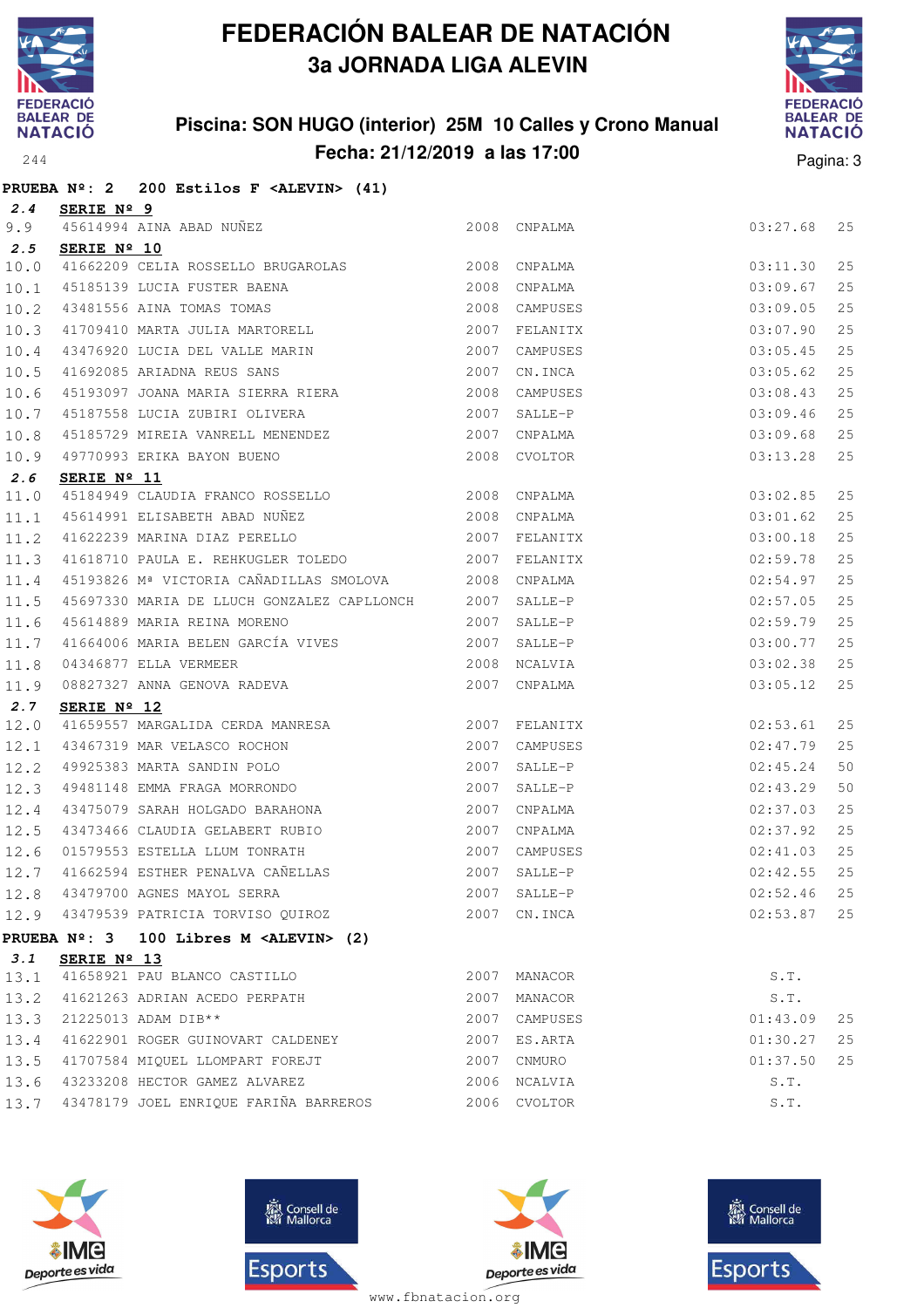# FEDERACIÓN BALEAR DE NATACIÓN

## 3a JORNADA LIGA ALEVIN

### Piscina: SON HUGO (interior) 25M 10 Calles y Crono Manual

### Fecha: 21/12/2019 a las 17:00

**PRUEBA Nº: 2 200 Estilos F <ALEVIN> (41)**

**2.4 SERIE Nº 9**

| | | | | | | |
|---|---|---|---|---|---|---|
| 9.9 | 45614994 | AINA ABAD NUÑEZ | 2008 | CNPALMA | 03:27.68 | 25 |

**2.5 SERIE Nº 10**

| | | | | | | |
|---|---|---|---|---|---|---|
| 10.0 | 41662209 | CELIA ROSSELLO BRUGAROLAS | 2008 | CNPALMA | 03:11.30 | 25 |
| 10.1 | 45185139 | LUCIA FUSTER BAENA | 2008 | CNPALMA | 03:09.67 | 25 |
| 10.2 | 43481556 | AINA TOMAS TOMAS | 2008 | CAMPUSES | 03:09.05 | 25 |
| 10.3 | 41709410 | MARTA JULIA MARTORELL | 2007 | FELANITX | 03:07.90 | 25 |
| 10.4 | 43476920 | LUCIA DEL VALLE MARIN | 2007 | CAMPUSES | 03:05.45 | 25 |
| 10.5 | 41692085 | ARIADNA REUS SANS | 2007 | CN.INCA | 03:05.62 | 25 |
| 10.6 | 45193097 | JOANA MARIA SIERRA RIERA | 2008 | CAMPUSES | 03:08.43 | 25 |
| 10.7 | 45187558 | LUCIA ZUBIRI OLIVERA | 2007 | SALLE-P | 03:09.46 | 25 |
| 10.8 | 45185729 | MIREIA VANRELL MENENDEZ | 2007 | CNPALMA | 03:09.68 | 25 |
| 10.9 | 49770993 | ERIKA BAYON BUENO | 2008 | CVOLTOR | 03:13.28 | 25 |

**2.6 SERIE Nº 11**

| | | | | | | |
|---|---|---|---|---|---|---|
| 11.0 | 45184949 | CLAUDIA FRANCO ROSSELLO | 2008 | CNPALMA | 03:02.85 | 25 |
| 11.1 | 45614991 | ELISABETH ABAD NUÑEZ | 2008 | CNPALMA | 03:01.62 | 25 |
| 11.2 | 41622239 | MARINA DIAZ PERELLO | 2007 | FELANITX | 03:00.18 | 25 |
| 11.3 | 41618710 | PAULA E. REHKUGLER TOLEDO | 2007 | FELANITX | 02:59.78 | 25 |
| 11.4 | 45193826 | Mª VICTORIA CAÑADILLAS SMOLOVA | 2008 | CNPALMA | 02:54.97 | 25 |
| 11.5 | 45697330 | MARIA DE LLUCH GONZALEZ CAPLLONCH | 2007 | SALLE-P | 02:57.05 | 25 |
| 11.6 | 45614889 | MARIA REINA MORENO | 2007 | SALLE-P | 02:59.79 | 25 |
| 11.7 | 41664006 | MARIA BELEN GARCÍA VIVES | 2007 | SALLE-P | 03:00.77 | 25 |
| 11.8 | 04346877 | ELLA VERMEER | 2008 | NCALVIA | 03:02.38 | 25 |
| 11.9 | 08827327 | ANNA GENOVA RADEVA | 2007 | CNPALMA | 03:05.12 | 25 |

**2.7 SERIE Nº 12**

| | | | | | | |
|---|---|---|---|---|---|---|
| 12.0 | 41659557 | MARGALIDA CERDA MANRESA | 2007 | FELANITX | 02:53.61 | 25 |
| 12.1 | 43467319 | MAR VELASCO ROCHON | 2007 | CAMPUSES | 02:47.79 | 25 |
| 12.2 | 49925383 | MARTA SANDIN POLO | 2007 | SALLE-P | 02:45.24 | 50 |
| 12.3 | 49481148 | EMMA FRAGA MORRONDO | 2007 | SALLE-P | 02:43.29 | 50 |
| 12.4 | 43475079 | SARAH HOLGADO BARAHONA | 2007 | CNPALMA | 02:37.03 | 25 |
| 12.5 | 43473466 | CLAUDIA GELABERT RUBIO | 2007 | CNPALMA | 02:37.92 | 25 |
| 12.6 | 01579553 | ESTELLA LLUM TONRATH | 2007 | CAMPUSES | 02:41.03 | 25 |
| 12.7 | 41662594 | ESTHER PENALVA CAÑELLAS | 2007 | SALLE-P | 02:42.55 | 25 |
| 12.8 | 43479700 | AGNES MAYOL SERRA | 2007 | SALLE-P | 02:52.46 | 25 |
| 12.9 | 43479539 | PATRICIA TORVISO QUIROZ | 2007 | CN.INCA | 02:53.87 | 25 |

**PRUEBA Nº: 3 100 Libres M <ALEVIN> (2)**

**3.1 SERIE Nº 13**

| | | | | | | |
|---|---|---|---|---|---|---|
| 13.1 | 41658921 | PAU BLANCO CASTILLO | 2007 | MANACOR | S.T. | |
| 13.2 | 41621263 | ADRIAN ACEDO PERPATH | 2007 | MANACOR | S.T. | |
| 13.3 | 21225013 | ADAM DIB** | 2007 | CAMPUSES | 01:43.09 | 25 |
| 13.4 | 41622901 | ROGER GUINOVART CALDENEY | 2007 | ES.ARTA | 01:30.27 | 25 |
| 13.5 | 41707584 | MIQUEL LLOMPART FOREJT | 2007 | CNMURO | 01:37.50 | 25 |
| 13.6 | 43233208 | HECTOR GAMEZ ALVAREZ | 2006 | NCALVIA | S.T. | |
| 13.7 | 43478179 | JOEL ENRIQUE FARIÑA BARREROS | 2006 | CVOLTOR | S.T. | |

www.fbnatacion.org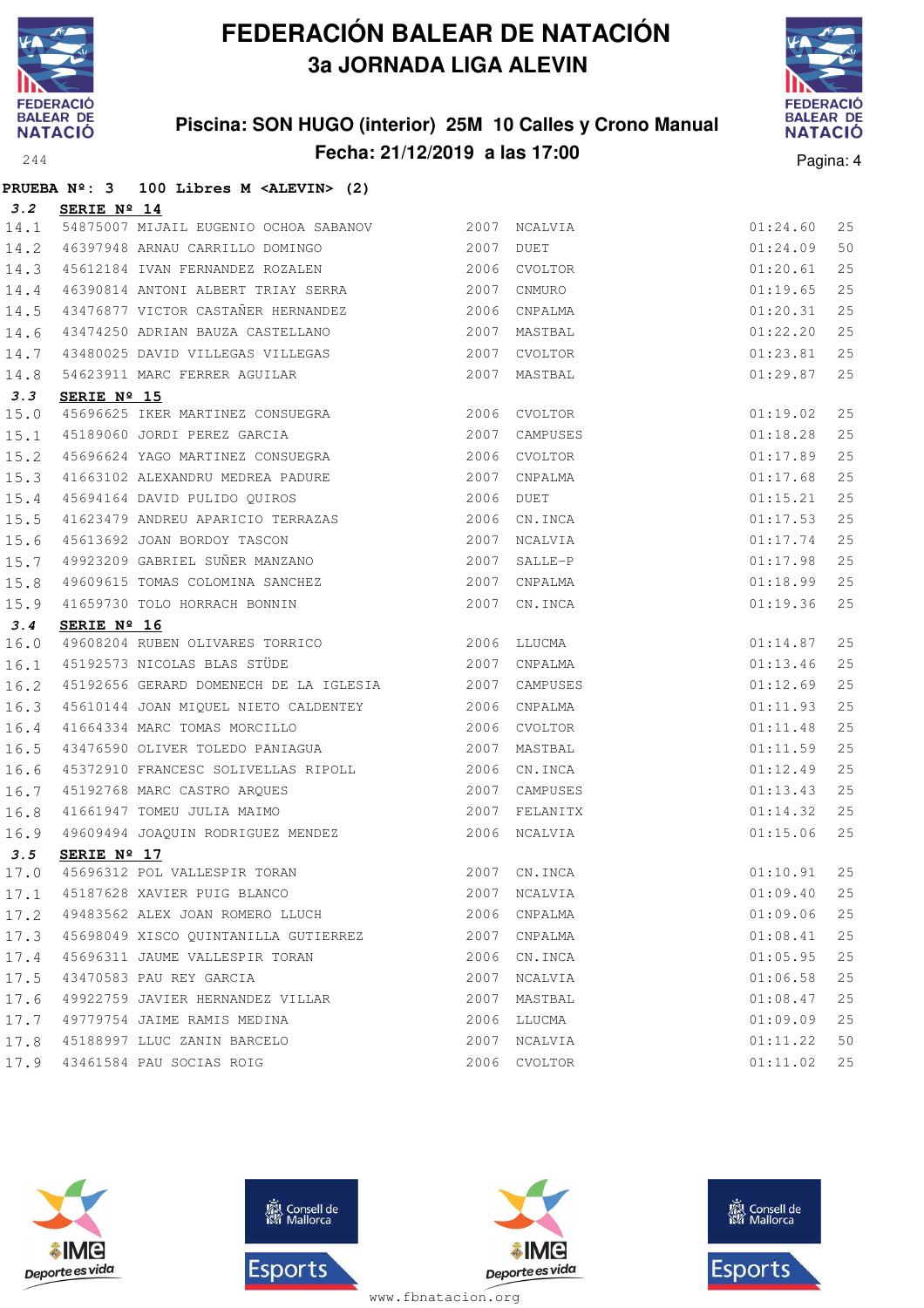# FEDERACIÓN BALEAR DE NATACIÓN

## 3a JORNADA LIGA ALEVIN

### Piscina: SON HUGO (interior) 25M 10 Calles y Crono Manual

### Fecha: 21/12/2019 a las 17:00

**PRUEBA Nº: 3 100 Libres M <ALEVIN> (2)**

**3.2 SERIE Nº 14**

| | | | | | | |
|---|---|---|---|---|---|---|
| 14.1 | 54875007 | MIJAIL EUGENIO OCHOA SABANOV | 2007 | NCALVIA | 01:24.60 | 25 |
| 14.2 | 46397948 | ARNAU CARRILLO DOMINGO | 2007 | DUET | 01:24.09 | 50 |
| 14.3 | 45612184 | IVAN FERNANDEZ ROZALEN | 2006 | CVOLTOR | 01:20.61 | 25 |
| 14.4 | 46390814 | ANTONI ALBERT TRIAY SERRA | 2007 | CNMURO | 01:19.65 | 25 |
| 14.5 | 43476877 | VICTOR CASTAÑER HERNANDEZ | 2006 | CNPALMA | 01:20.31 | 25 |
| 14.6 | 43474250 | ADRIAN BAUZA CASTELLANO | 2007 | MASTBAL | 01:22.20 | 25 |
| 14.7 | 43480025 | DAVID VILLEGAS VILLEGAS | 2007 | CVOLTOR | 01:23.81 | 25 |
| 14.8 | 54623911 | MARC FERRER AGUILAR | 2007 | MASTBAL | 01:29.87 | 25 |

**3.3 SERIE Nº 15**

| | | | | | | |
|---|---|---|---|---|---|---|
| 15.0 | 45696625 | IKER MARTINEZ CONSUEGRA | 2006 | CVOLTOR | 01:19.02 | 25 |
| 15.1 | 45189060 | JORDI PEREZ GARCIA | 2007 | CAMPUSES | 01:18.28 | 25 |
| 15.2 | 45696624 | YAGO MARTINEZ CONSUEGRA | 2006 | CVOLTOR | 01:17.89 | 25 |
| 15.3 | 41663102 | ALEXANDRU MEDREA PADURE | 2007 | CNPALMA | 01:17.68 | 25 |
| 15.4 | 45694164 | DAVID PULIDO QUIROS | 2006 | DUET | 01:15.21 | 25 |
| 15.5 | 41623479 | ANDREU APARICIO TERRAZAS | 2006 | CN.INCA | 01:17.53 | 25 |
| 15.6 | 45613692 | JOAN BORDOY TASCON | 2007 | NCALVIA | 01:17.74 | 25 |
| 15.7 | 49923209 | GABRIEL SUÑER MANZANO | 2007 | SALLE-P | 01:17.98 | 25 |
| 15.8 | 49609615 | TOMAS COLOMINA SANCHEZ | 2007 | CNPALMA | 01:18.99 | 25 |
| 15.9 | 41659730 | TOLO HORRACH BONNIN | 2007 | CN.INCA | 01:19.36 | 25 |

**3.4 SERIE Nº 16**

| | | | | | | |
|---|---|---|---|---|---|---|
| 16.0 | 49608204 | RUBEN OLIVARES TORRICO | 2006 | LLUCMA | 01:14.87 | 25 |
| 16.1 | 45192573 | NICOLAS BLAS STÜDE | 2007 | CNPALMA | 01:13.46 | 25 |
| 16.2 | 45192656 | GERARD DOMENECH DE LA IGLESIA | 2007 | CAMPUSES | 01:12.69 | 25 |
| 16.3 | 45610144 | JOAN MIQUEL NIETO CALDENTEY | 2006 | CNPALMA | 01:11.93 | 25 |
| 16.4 | 41664334 | MARC TOMAS MORCILLO | 2006 | CVOLTOR | 01:11.48 | 25 |
| 16.5 | 43476590 | OLIVER TOLEDO PANIAGUA | 2007 | MASTBAL | 01:11.59 | 25 |
| 16.6 | 45372910 | FRANCESC SOLIVELLAS RIPOLL | 2006 | CN.INCA | 01:12.49 | 25 |
| 16.7 | 45192768 | MARC CASTRO ARQUES | 2007 | CAMPUSES | 01:13.43 | 25 |
| 16.8 | 41661947 | TOMEU JULIA MAIMO | 2007 | FELANITX | 01:14.32 | 25 |
| 16.9 | 49609494 | JOAQUIN RODRIGUEZ MENDEZ | 2006 | NCALVIA | 01:15.06 | 25 |

**3.5 SERIE Nº 17**

| | | | | | | |
|---|---|---|---|---|---|---|
| 17.0 | 45696312 | POL VALLESPIR TORAN | 2007 | CN.INCA | 01:10.91 | 25 |
| 17.1 | 45187628 | XAVIER PUIG BLANCO | 2007 | NCALVIA | 01:09.40 | 25 |
| 17.2 | 49483562 | ALEX JOAN ROMERO LLUCH | 2006 | CNPALMA | 01:09.06 | 25 |
| 17.3 | 45698049 | XISCO QUINTANILLA GUTIERREZ | 2007 | CNPALMA | 01:08.41 | 25 |
| 17.4 | 45696311 | JAUME VALLESPIR TORAN | 2006 | CN.INCA | 01:05.95 | 25 |
| 17.5 | 43470583 | PAU REY GARCIA | 2007 | NCALVIA | 01:06.58 | 25 |
| 17.6 | 49922759 | JAVIER HERNANDEZ VILLAR | 2007 | MASTBAL | 01:08.47 | 25 |
| 17.7 | 49779754 | JAIME RAMIS MEDINA | 2006 | LLUCMA | 01:09.09 | 25 |
| 17.8 | 45188997 | LLUC ZANIN BARCELO | 2007 | NCALVIA | 01:11.22 | 50 |
| 17.9 | 43461584 | PAU SOCIAS ROIG | 2006 | CVOLTOR | 01:11.02 | 25 |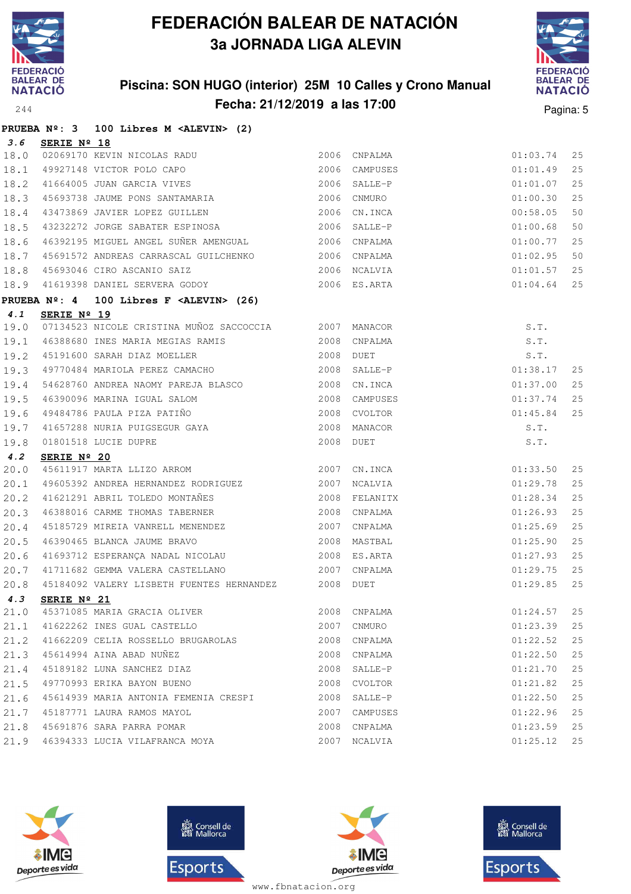**PRUEBA Nº: 3 100 Libres M <ALEVIN> (2)**

**3.6 SERIE Nº 18**

| | | | | | | |
|---|---|---|---|---|---|---|
| 18.0 | 02069170 | KEVIN NICOLAS RADU | 2006 | CNPALMA | 01:03.74 | 25 |
| 18.1 | 49927148 | VICTOR POLO CAPO | 2006 | CAMPUSES | 01:01.49 | 25 |
| 18.2 | 41664005 | JUAN GARCIA VIVES | 2006 | SALLE-P | 01:01.07 | 25 |
| 18.3 | 45693738 | JAUME PONS SANTAMARIA | 2006 | CNMURO | 01:00.30 | 25 |
| 18.4 | 43473869 | JAVIER LOPEZ GUILLEN | 2006 | CN.INCA | 00:58.05 | 50 |
| 18.5 | 43232272 | JORGE SABATER ESPINOSA | 2006 | SALLE-P | 01:00.68 | 50 |
| 18.6 | 46392195 | MIGUEL ANGEL SUÑER AMENGUAL | 2006 | CNPALMA | 01:00.77 | 25 |
| 18.7 | 45691572 | ANDREAS CARRASCAL GUILCHENKO | 2006 | CNPALMA | 01:02.95 | 50 |
| 18.8 | 45693046 | CIRO ASCANIO SAIZ | 2006 | NCALVIA | 01:01.57 | 25 |
| 18.9 | 41619398 | DANIEL SERVERA GODOY | 2006 | ES.ARTA | 01:04.64 | 25 |

**PRUEBA Nº: 4 100 Libres F <ALEVIN> (26)**

**4.1 SERIE Nº 19**

| | | | | | | |
|---|---|---|---|---|---|---|
| 19.0 | 07134523 | NICOLE CRISTINA MUÑOZ SACCOCCIA | 2007 | MANACOR | S.T. | |
| 19.1 | 46388680 | INES MARIA MEGIAS RAMIS | 2008 | CNPALMA | S.T. | |
| 19.2 | 45191600 | SARAH DIAZ MOELLER | 2008 | DUET | S.T. | |
| 19.3 | 49770484 | MARIOLA PEREZ CAMACHO | 2008 | SALLE-P | 01:38.17 | 25 |
| 19.4 | 54628760 | ANDREA NAOMY PAREJA BLASCO | 2008 | CN.INCA | 01:37.00 | 25 |
| 19.5 | 46390096 | MARINA IGUAL SALOM | 2008 | CAMPUSES | 01:37.74 | 25 |
| 19.6 | 49484786 | PAULA PIZA PATIÑO | 2008 | CVOLTOR | 01:45.84 | 25 |
| 19.7 | 41657288 | NURIA PUIGSEGUR GAYA | 2008 | MANACOR | S.T. | |
| 19.8 | 01801518 | LUCIE DUPRE | 2008 | DUET | S.T. | |

**4.2 SERIE Nº 20**

| | | | | | | |
|---|---|---|---|---|---|---|
| 20.0 | 45611917 | MARTA LLIZO ARROM | 2007 | CN.INCA | 01:33.50 | 25 |
| 20.1 | 49605392 | ANDREA HERNANDEZ RODRIGUEZ | 2007 | NCALVIA | 01:29.78 | 25 |
| 20.2 | 41621291 | ABRIL TOLEDO MONTAÑES | 2008 | FELANITX | 01:28.34 | 25 |
| 20.3 | 46388016 | CARME THOMAS TABERNER | 2008 | CNPALMA | 01:26.93 | 25 |
| 20.4 | 45185729 | MIREIA VANRELL MENENDEZ | 2007 | CNPALMA | 01:25.69 | 25 |
| 20.5 | 46390465 | BLANCA JAUME BRAVO | 2008 | MASTBAL | 01:25.90 | 25 |
| 20.6 | 41693712 | ESPERANÇA NADAL NICOLAU | 2008 | ES.ARTA | 01:27.93 | 25 |
| 20.7 | 41711682 | GEMMA VALERA CASTELLANO | 2007 | CNPALMA | 01:29.75 | 25 |
| 20.8 | 45184092 | VALERY LISBETH FUENTES HERNANDEZ | 2008 | DUET | 01:29.85 | 25 |

**4.3 SERIE Nº 21**

| | | | | | | |
|---|---|---|---|---|---|---|
| 21.0 | 45371085 | MARIA GRACIA OLIVER | 2008 | CNPALMA | 01:24.57 | 25 |
| 21.1 | 41622262 | INES GUAL CASTELLO | 2007 | CNMURO | 01:23.39 | 25 |
| 21.2 | 41662209 | CELIA ROSSELLO BRUGAROLAS | 2008 | CNPALMA | 01:22.52 | 25 |
| 21.3 | 45614994 | AINA ABAD NUÑEZ | 2008 | CNPALMA | 01:22.50 | 25 |
| 21.4 | 45189182 | LUNA SANCHEZ DIAZ | 2008 | SALLE-P | 01:21.70 | 25 |
| 21.5 | 49770993 | ERIKA BAYON BUENO | 2008 | CVOLTOR | 01:21.82 | 25 |
| 21.6 | 45614939 | MARIA ANTONIA FEMENIA CRESPI | 2008 | SALLE-P | 01:22.50 | 25 |
| 21.7 | 45187771 | LAURA RAMOS MAYOL | 2007 | CAMPUSES | 01:22.96 | 25 |
| 21.8 | 45691876 | SARA PARRA POMAR | 2008 | CNPALMA | 01:23.59 | 25 |
| 21.9 | 46394333 | LUCIA VILAFRANCA MOYA | 2007 | NCALVIA | 01:25.12 | 25 |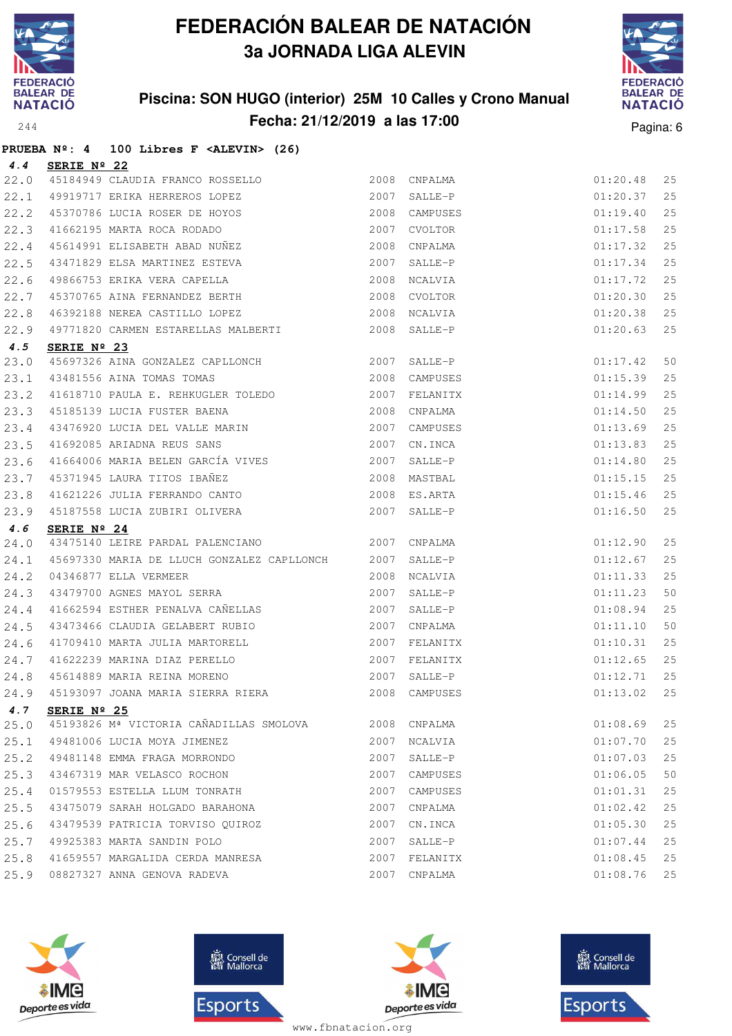# FEDERACIÓN BALEAR DE NATACIÓN

## 3a JORNADA LIGA ALEVIN

### Piscina: SON HUGO (interior) 25M 10 Calles y Crono Manual

### Fecha: 21/12/2019 a las 17:00

**PRUEBA Nº: 4 100 Libres F <ALEVIN> (26)**

**4.4 SERIE Nº 22**

| | | | | | | |
|---|---|---|---|---|---|---|
| 22.0 | 45184949 | CLAUDIA FRANCO ROSSELLO | 2008 | CNPALMA | 01:20.48 | 25 |
| 22.1 | 49919717 | ERIKA HERREROS LOPEZ | 2007 | SALLE-P | 01:20.37 | 25 |
| 22.2 | 45370786 | LUCIA ROSER DE HOYOS | 2008 | CAMPUSES | 01:19.40 | 25 |
| 22.3 | 41662195 | MARTA ROCA RODADO | 2007 | CVOLTOR | 01:17.58 | 25 |
| 22.4 | 45614991 | ELISABETH ABAD NUÑEZ | 2008 | CNPALMA | 01:17.32 | 25 |
| 22.5 | 43471829 | ELSA MARTINEZ ESTEVA | 2007 | SALLE-P | 01:17.34 | 25 |
| 22.6 | 49866753 | ERIKA VERA CAPELLA | 2008 | NCALVIA | 01:17.72 | 25 |
| 22.7 | 45370765 | AINA FERNANDEZ BERTH | 2008 | CVOLTOR | 01:20.30 | 25 |
| 22.8 | 46392188 | NEREA CASTILLO LOPEZ | 2008 | NCALVIA | 01:20.38 | 25 |
| 22.9 | 49771820 | CARMEN ESTARELLAS MALBERTI | 2008 | SALLE-P | 01:20.63 | 25 |

**4.5 SERIE Nº 23**

| | | | | | | |
|---|---|---|---|---|---|---|
| 23.0 | 45697326 | AINA GONZALEZ CAPLLONCH | 2007 | SALLE-P | 01:17.42 | 50 |
| 23.1 | 43481556 | AINA TOMAS TOMAS | 2008 | CAMPUSES | 01:15.39 | 25 |
| 23.2 | 41618710 | PAULA E. REHKUGLER TOLEDO | 2007 | FELANITX | 01:14.99 | 25 |
| 23.3 | 45185139 | LUCIA FUSTER BAENA | 2008 | CNPALMA | 01:14.50 | 25 |
| 23.4 | 43476920 | LUCIA DEL VALLE MARIN | 2007 | CAMPUSES | 01:13.69 | 25 |
| 23.5 | 41692085 | ARIADNA REUS SANS | 2007 | CN.INCA | 01:13.83 | 25 |
| 23.6 | 41664006 | MARIA BELEN GARCÍA VIVES | 2007 | SALLE-P | 01:14.80 | 25 |
| 23.7 | 45371945 | LAURA TITOS IBAÑEZ | 2008 | MASTBAL | 01:15.15 | 25 |
| 23.8 | 41621226 | JULIA FERRANDO CANTO | 2008 | ES.ARTA | 01:15.46 | 25 |
| 23.9 | 45187558 | LUCIA ZUBIRI OLIVERA | 2007 | SALLE-P | 01:16.50 | 25 |

**4.6 SERIE Nº 24**

| | | | | | | |
|---|---|---|---|---|---|---|
| 24.0 | 43475140 | LEIRE PARDAL PALENCIANO | 2007 | CNPALMA | 01:12.90 | 25 |
| 24.1 | 45697330 | MARIA DE LLUCH GONZALEZ CAPLLONCH | 2007 | SALLE-P | 01:12.67 | 25 |
| 24.2 | 04346877 | ELLA VERMEER | 2008 | NCALVIA | 01:11.33 | 25 |
| 24.3 | 43479700 | AGNES MAYOL SERRA | 2007 | SALLE-P | 01:11.23 | 50 |
| 24.4 | 41662594 | ESTHER PENALVA CAÑELLAS | 2007 | SALLE-P | 01:08.94 | 25 |
| 24.5 | 43473466 | CLAUDIA GELABERT RUBIO | 2007 | CNPALMA | 01:11.10 | 50 |
| 24.6 | 41709410 | MARTA JULIA MARTORELL | 2007 | FELANITX | 01:10.31 | 25 |
| 24.7 | 41622239 | MARINA DIAZ PERELLO | 2007 | FELANITX | 01:12.65 | 25 |
| 24.8 | 45614889 | MARIA REINA MORENO | 2007 | SALLE-P | 01:12.71 | 25 |
| 24.9 | 45193097 | JOANA MARIA SIERRA RIERA | 2008 | CAMPUSES | 01:13.02 | 25 |

**4.7 SERIE Nº 25**

| | | | | | | |
|---|---|---|---|---|---|---|
| 25.0 | 45193826 | Mª VICTORIA CAÑADILLAS SMOLOVA | 2008 | CNPALMA | 01:08.69 | 25 |
| 25.1 | 49481006 | LUCIA MOYA JIMENEZ | 2007 | NCALVIA | 01:07.70 | 25 |
| 25.2 | 49481148 | EMMA FRAGA MORRONDO | 2007 | SALLE-P | 01:07.03 | 25 |
| 25.3 | 43467319 | MAR VELASCO ROCHON | 2007 | CAMPUSES | 01:06.05 | 50 |
| 25.4 | 01579553 | ESTELLA LLUM TONRATH | 2007 | CAMPUSES | 01:01.31 | 25 |
| 25.5 | 43475079 | SARAH HOLGADO BARAHONA | 2007 | CNPALMA | 01:02.42 | 25 |
| 25.6 | 43479539 | PATRICIA TORVISO QUIROZ | 2007 | CN.INCA | 01:05.30 | 25 |
| 25.7 | 49925383 | MARTA SANDIN POLO | 2007 | SALLE-P | 01:07.44 | 25 |
| 25.8 | 41659557 | MARGALIDA CERDA MANRESA | 2007 | FELANITX | 01:08.45 | 25 |
| 25.9 | 08827327 | ANNA GENOVA RADEVA | 2007 | CNPALMA | 01:08.76 | 25 |

www.fbnatacion.org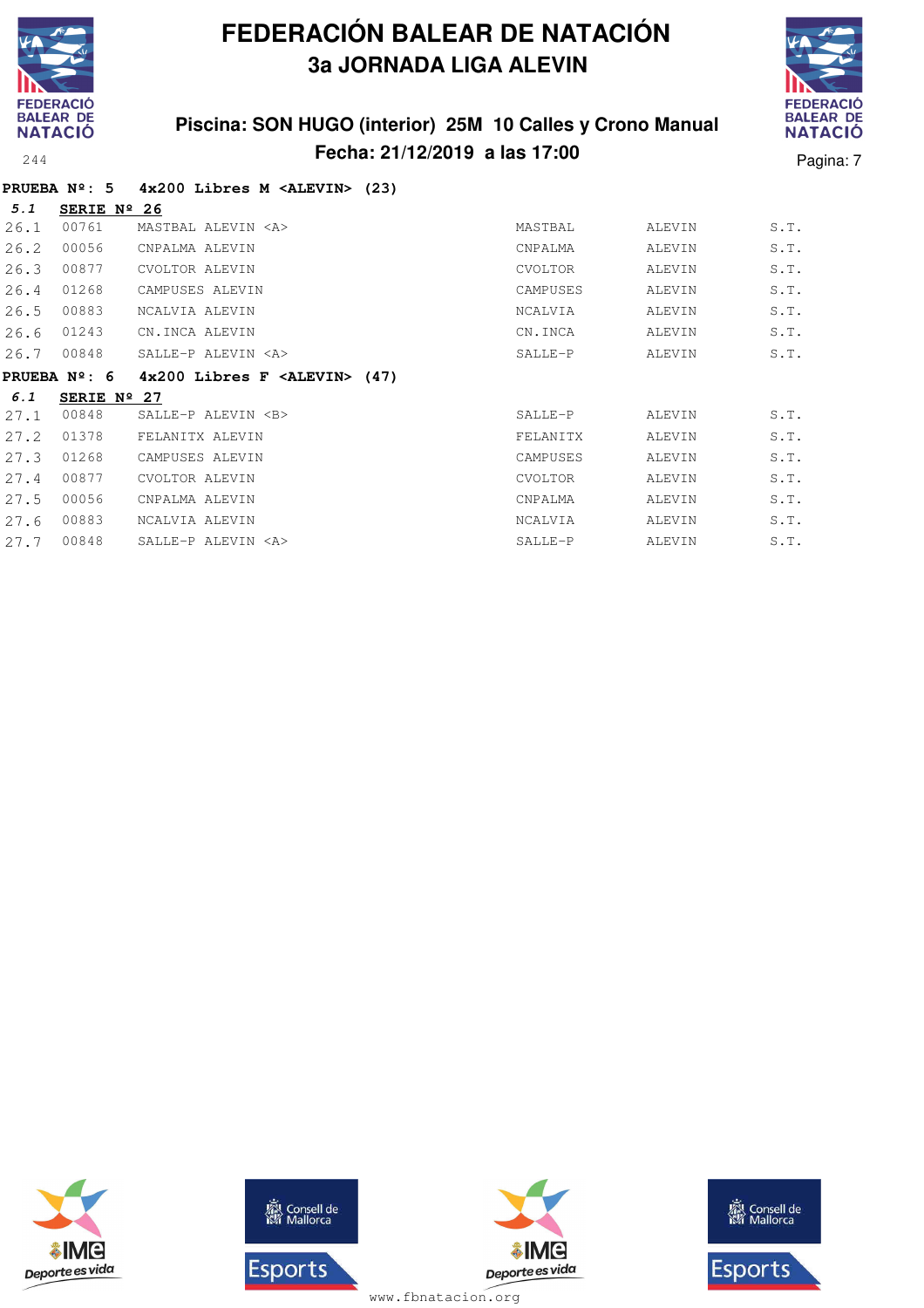# FEDERACIÓN BALEAR DE NATACIÓN

## 3a JORNADA LIGA ALEVIN

### Piscina: SON HUGO (interior) 25M 10 Calles y Crono Manual

### Fecha: 21/12/2019 a las 17:00

**PRUEBA Nº: 5 4x200 Libres M <ALEVIN> (23)**

**5.1 SERIE Nº 26**

| | | | | | |
|---|---|---|---|---|---|
| 26.1 | 00761 | MASTBAL ALEVIN <A> | MASTBAL | ALEVIN | S.T. |
| 26.2 | 00056 | CNPALMA ALEVIN | CNPALMA | ALEVIN | S.T. |
| 26.3 | 00877 | CVOLTOR ALEVIN | CVOLTOR | ALEVIN | S.T. |
| 26.4 | 01268 | CAMPUSES ALEVIN | CAMPUSES | ALEVIN | S.T. |
| 26.5 | 00883 | NCALVIA ALEVIN | NCALVIA | ALEVIN | S.T. |
| 26.6 | 01243 | CN.INCA ALEVIN | CN.INCA | ALEVIN | S.T. |
| 26.7 | 00848 | SALLE-P ALEVIN <A> | SALLE-P | ALEVIN | S.T. |

**PRUEBA Nº: 6 4x200 Libres F <ALEVIN> (47)**

**6.1 SERIE Nº 27**

| | | | | | |
|---|---|---|---|---|---|
| 27.1 | 00848 | SALLE-P ALEVIN <B> | SALLE-P | ALEVIN | S.T. |
| 27.2 | 01378 | FELANITX ALEVIN | FELANITX | ALEVIN | S.T. |
| 27.3 | 01268 | CAMPUSES ALEVIN | CAMPUSES | ALEVIN | S.T. |
| 27.4 | 00877 | CVOLTOR ALEVIN | CVOLTOR | ALEVIN | S.T. |
| 27.5 | 00056 | CNPALMA ALEVIN | CNPALMA | ALEVIN | S.T. |
| 27.6 | 00883 | NCALVIA ALEVIN | NCALVIA | ALEVIN | S.T. |
| 27.7 | 00848 | SALLE-P ALEVIN <A> | SALLE-P | ALEVIN | S.T. |